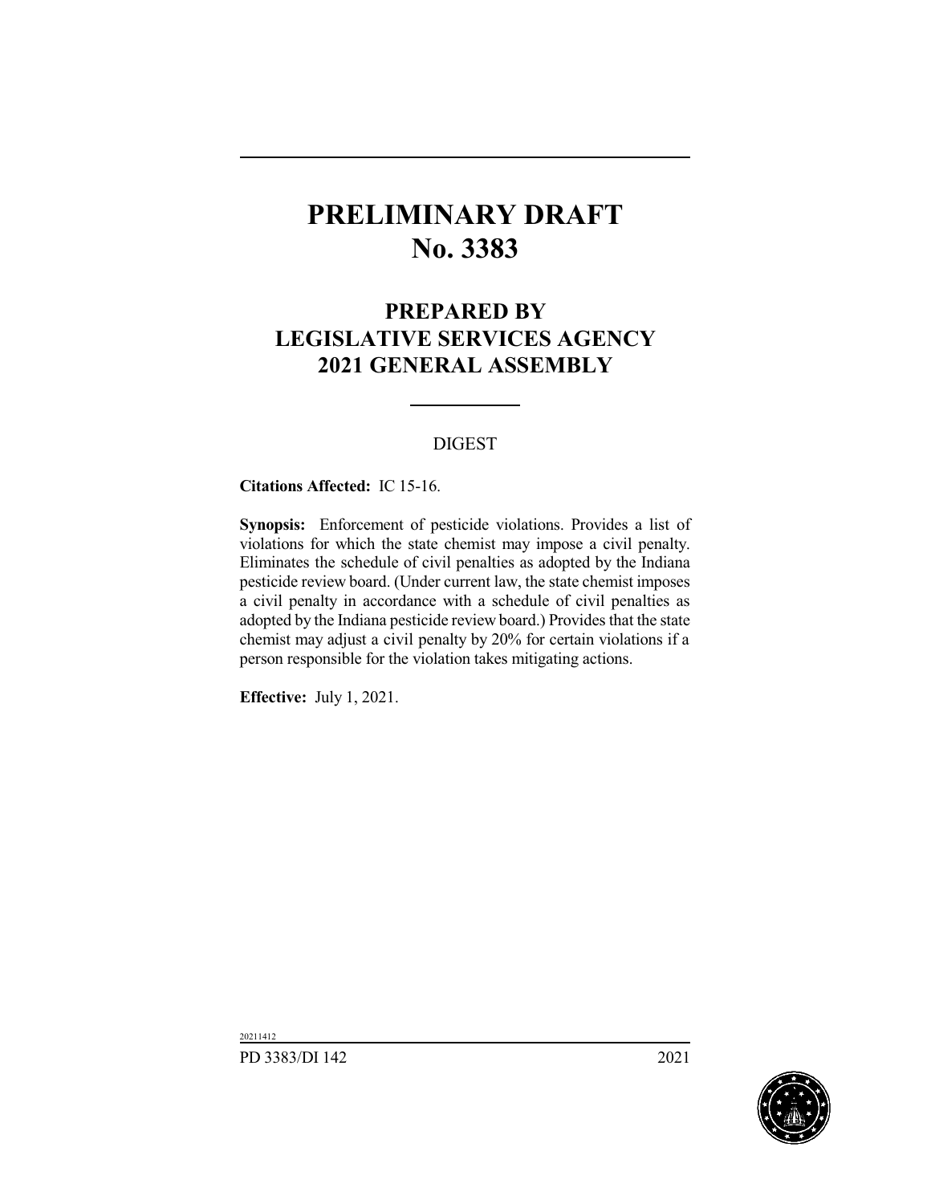# PRELIMINARY DRAFT
# No. 3383

## PREPARED BY
## LEGISLATIVE SERVICES AGENCY
## 2021 GENERAL ASSEMBLY

DIGEST

**Citations Affected:** IC 15-16.

**Synopsis:** Enforcement of pesticide violations. Provides a list of violations for which the state chemist may impose a civil penalty. Eliminates the schedule of civil penalties as adopted by the Indiana pesticide review board. (Under current law, the state chemist imposes a civil penalty in accordance with a schedule of civil penalties as adopted by the Indiana pesticide review board.) Provides that the state chemist may adjust a civil penalty by 20% for certain violations if a person responsible for the violation takes mitigating actions.

**Effective:** July 1, 2021.

20211412

PD 3383/DI 142 2021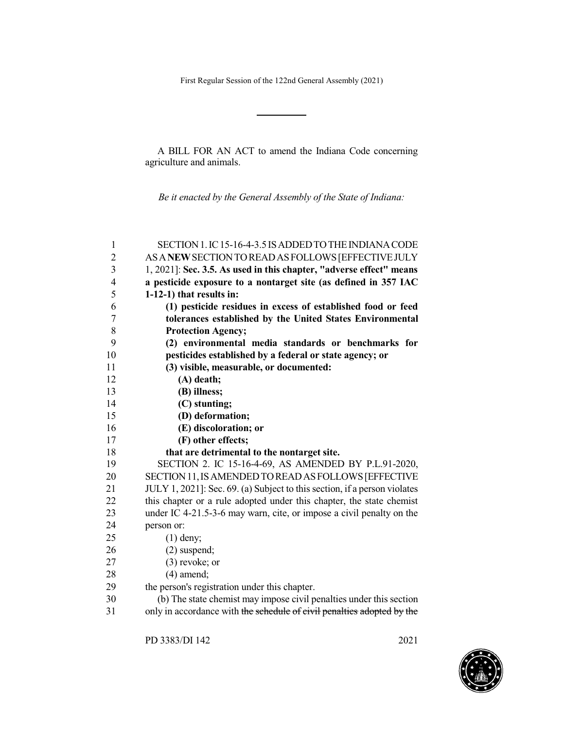First Regular Session of the 122nd General Assembly (2021)

A BILL FOR AN ACT to amend the Indiana Code concerning agriculture and animals.

*Be it enacted by the General Assembly of the State of Indiana:*

SECTION 1. IC 15-16-4-3.5 IS ADDED TO THE INDIANA CODE AS A **NEW** SECTION TO READ AS FOLLOWS [EFFECTIVE JULY 1, 2021]: **Sec. 3.5. As used in this chapter, "adverse effect" means a pesticide exposure to a nontarget site (as defined in 357 IAC 1-12-1) that results in:**

**(1) pesticide residues in excess of established food or feed tolerances established by the United States Environmental Protection Agency;**

**(2) environmental media standards or benchmarks for pesticides established by a federal or state agency; or**

**(3) visible, measurable, or documented:**

**(A) death;**

**(B) illness;**

**(C) stunting;**

**(D) deformation;**

**(E) discoloration; or**

**(F) other effects;**

**that are detrimental to the nontarget site.**

SECTION 2. IC 15-16-4-69, AS AMENDED BY P.L.91-2020, SECTION 11, IS AMENDED TO READ AS FOLLOWS [EFFECTIVE JULY 1, 2021]: Sec. 69. (a) Subject to this section, if a person violates this chapter or a rule adopted under this chapter, the state chemist under IC 4-21.5-3-6 may warn, cite, or impose a civil penalty on the person or:

(1) deny;

(2) suspend;

(3) revoke; or

(4) amend;

the person's registration under this chapter.

(b) The state chemist may impose civil penalties under this section only in accordance with ~~the schedule of civil penalties~~ adopted ~~by the~~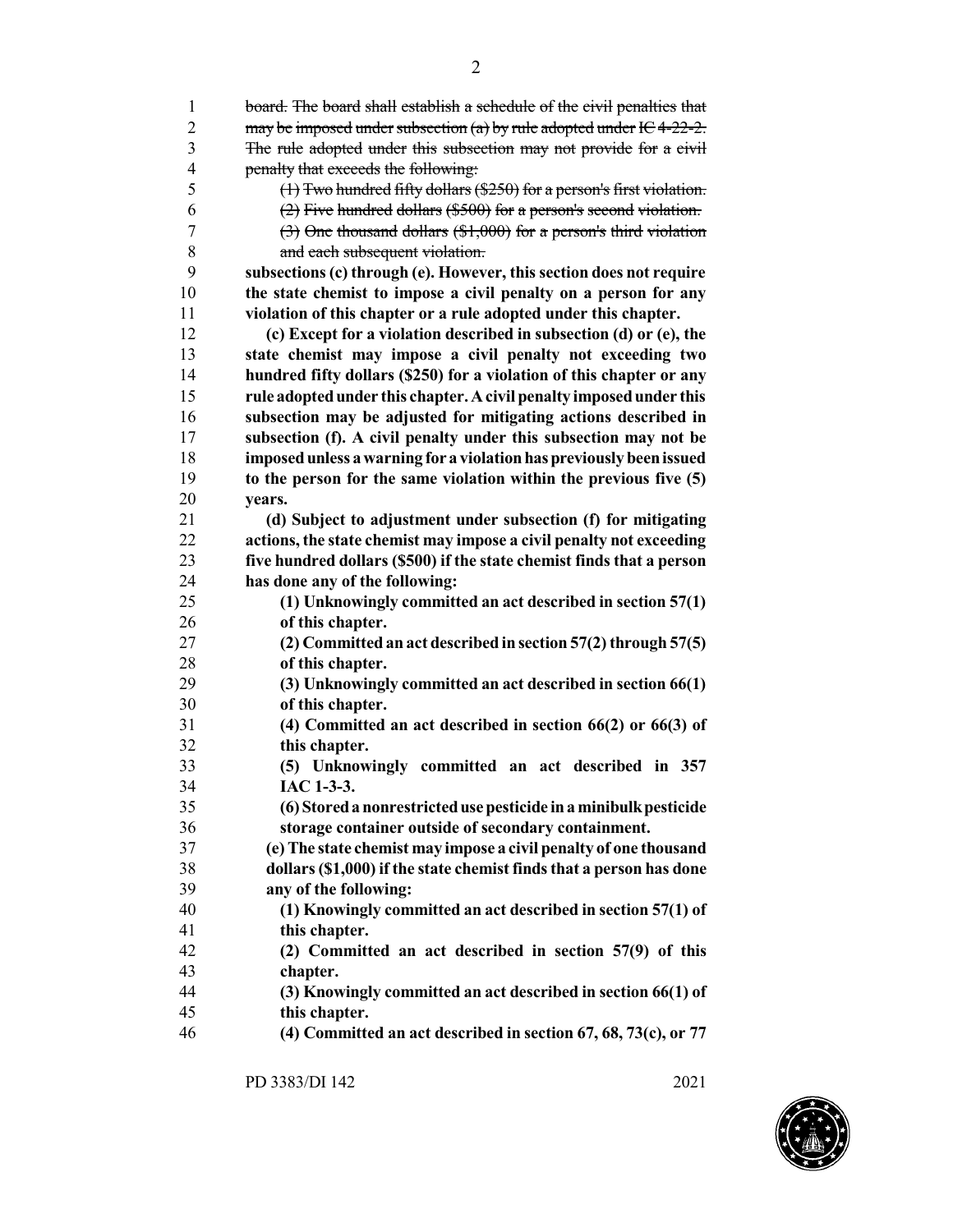~~board. The board shall establish a schedule of the civil penalties that may be imposed under subsection (a) by rule adopted under IC 4-22-2. The rule adopted under this subsection may not provide for a civil penalty that exceeds the following:~~

~~(1) Two hundred fifty dollars ($250) for a person's first violation.~~

~~(2) Five hundred dollars ($500) for a person's second violation.~~

~~(3) One thousand dollars ($1,000) for a person's third violation and each subsequent violation.~~

**subsections (c) through (e). However, this section does not require the state chemist to impose a civil penalty on a person for any violation of this chapter or a rule adopted under this chapter.**

**(c) Except for a violation described in subsection (d) or (e), the state chemist may impose a civil penalty not exceeding two hundred fifty dollars ($250) for a violation of this chapter or any rule adopted under this chapter. A civil penalty imposed under this subsection may be adjusted for mitigating actions described in subsection (f). A civil penalty under this subsection may not be imposed unless a warning for a violation has previously been issued to the person for the same violation within the previous five (5) years.**

**(d) Subject to adjustment under subsection (f) for mitigating actions, the state chemist may impose a civil penalty not exceeding five hundred dollars ($500) if the state chemist finds that a person has done any of the following:**

**(1) Unknowingly committed an act described in section 57(1) of this chapter.**

**(2) Committed an act described in section 57(2) through 57(5) of this chapter.**

**(3) Unknowingly committed an act described in section 66(1) of this chapter.**

**(4) Committed an act described in section 66(2) or 66(3) of this chapter.**

**(5) Unknowingly committed an act described in 357 IAC 1-3-3.**

**(6) Stored a nonrestricted use pesticide in a minibulk pesticide storage container outside of secondary containment.**

**(e) The state chemist may impose a civil penalty of one thousand dollars ($1,000) if the state chemist finds that a person has done any of the following:**

**(1) Knowingly committed an act described in section 57(1) of this chapter.**

**(2) Committed an act described in section 57(9) of this chapter.**

**(3) Knowingly committed an act described in section 66(1) of this chapter.**

**(4) Committed an act described in section 67, 68, 73(c), or 77**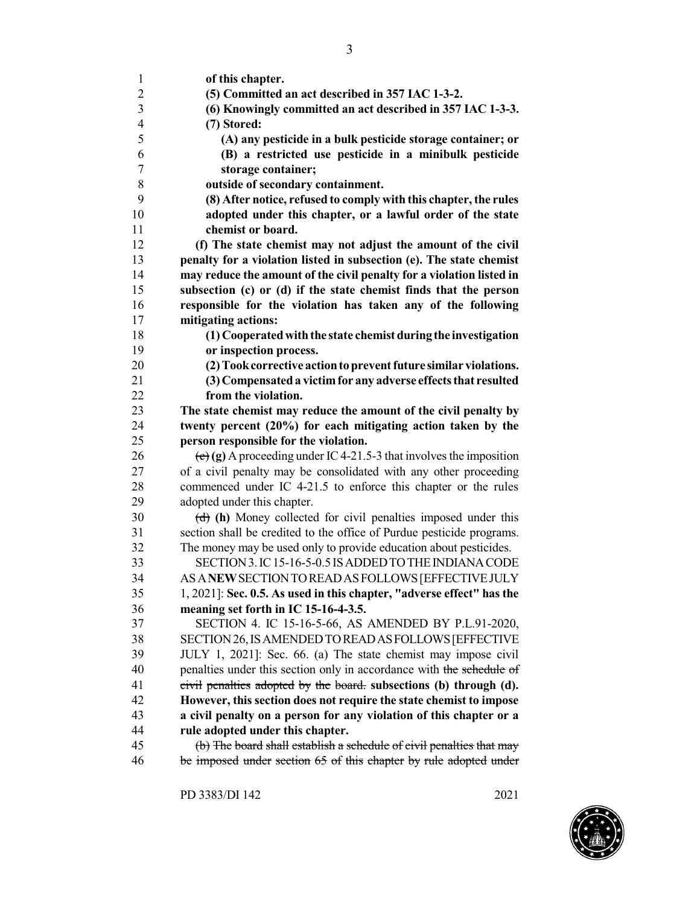**of this chapter.**

**(5) Committed an act described in 357 IAC 1-3-2.**

**(6) Knowingly committed an act described in 357 IAC 1-3-3.**

**(7) Stored:**

**(A) any pesticide in a bulk pesticide storage container; or**

**(B) a restricted use pesticide in a minibulk pesticide storage container;**

**outside of secondary containment.**

**(8) After notice, refused to comply with this chapter, the rules adopted under this chapter, or a lawful order of the state chemist or board.**

**(f) The state chemist may not adjust the amount of the civil penalty for a violation listed in subsection (e). The state chemist may reduce the amount of the civil penalty for a violation listed in subsection (c) or (d) if the state chemist finds that the person responsible for the violation has taken any of the following mitigating actions:**

**(1) Cooperated with the state chemist during the investigation or inspection process.**

**(2) Took corrective action to prevent future similar violations.**

**(3) Compensated a victim for any adverse effects that resulted from the violation.**

**The state chemist may reduce the amount of the civil penalty by twenty percent (20%) for each mitigating action taken by the person responsible for the violation.**

~~(e)~~ **(g)** A proceeding under IC 4-21.5-3 that involves the imposition of a civil penalty may be consolidated with any other proceeding commenced under IC 4-21.5 to enforce this chapter or the rules adopted under this chapter.

~~(d)~~ **(h)** Money collected for civil penalties imposed under this section shall be credited to the office of Purdue pesticide programs. The money may be used only to provide education about pesticides.

SECTION 3. IC 15-16-5-0.5 IS ADDED TO THE INDIANA CODE AS A **NEW** SECTION TO READ AS FOLLOWS [EFFECTIVE JULY 1, 2021]: **Sec. 0.5. As used in this chapter, "adverse effect" has the meaning set forth in IC 15-16-4-3.5.**

SECTION 4. IC 15-16-5-66, AS AMENDED BY P.L.91-2020, SECTION 26, IS AMENDED TO READ AS FOLLOWS [EFFECTIVE JULY 1, 2021]: Sec. 66. (a) The state chemist may impose civil penalties under this section only in accordance with ~~the schedule of civil penalties adopted by the board.~~ **subsections (b) through (d). However, this section does not require the state chemist to impose a civil penalty on a person for any violation of this chapter or a rule adopted under this chapter.**

~~(b) The board shall establish a schedule of civil penalties that may be imposed under section 65 of this chapter by rule adopted under~~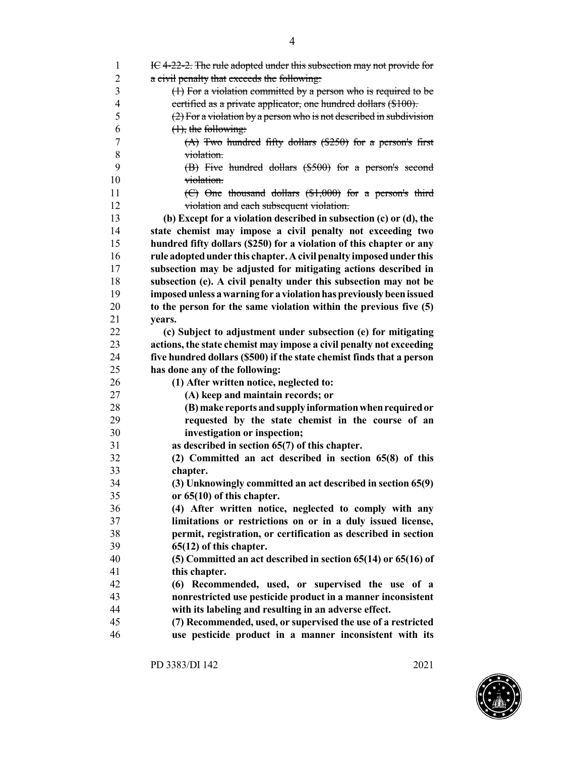~~IC 4-22-2. The rule adopted under this subsection may not provide for a civil penalty that exceeds the following:~~

~~(1) For a violation committed by a person who is required to be certified as a private applicator, one hundred dollars ($100).~~

~~(2) For a violation by a person who is not described in subdivision (1), the following:~~

~~(A) Two hundred fifty dollars ($250) for a person's first violation.~~

~~(B) Five hundred dollars ($500) for a person's second violation.~~

~~(C) One thousand dollars ($1,000) for a person's third violation and each subsequent violation.~~

**(b) Except for a violation described in subsection (c) or (d), the state chemist may impose a civil penalty not exceeding two hundred fifty dollars ($250) for a violation of this chapter or any rule adopted under this chapter. A civil penalty imposed under this subsection may be adjusted for mitigating actions described in subsection (e). A civil penalty under this subsection may not be imposed unless a warning for a violation has previously been issued to the person for the same violation within the previous five (5) years.**

**(c) Subject to adjustment under subsection (e) for mitigating actions, the state chemist may impose a civil penalty not exceeding five hundred dollars ($500) if the state chemist finds that a person has done any of the following:**

**(1) After written notice, neglected to:**

**(A) keep and maintain records; or**

**(B) make reports and supply information when required or requested by the state chemist in the course of an investigation or inspection;**

**as described in section 65(7) of this chapter.**

**(2) Committed an act described in section 65(8) of this chapter.**

**(3) Unknowingly committed an act described in section 65(9) or 65(10) of this chapter.**

**(4) After written notice, neglected to comply with any limitations or restrictions on or in a duly issued license, permit, registration, or certification as described in section 65(12) of this chapter.**

**(5) Committed an act described in section 65(14) or 65(16) of this chapter.**

**(6) Recommended, used, or supervised the use of a nonrestricted use pesticide product in a manner inconsistent with its labeling and resulting in an adverse effect.**

**(7) Recommended, used, or supervised the use of a restricted use pesticide product in a manner inconsistent with its**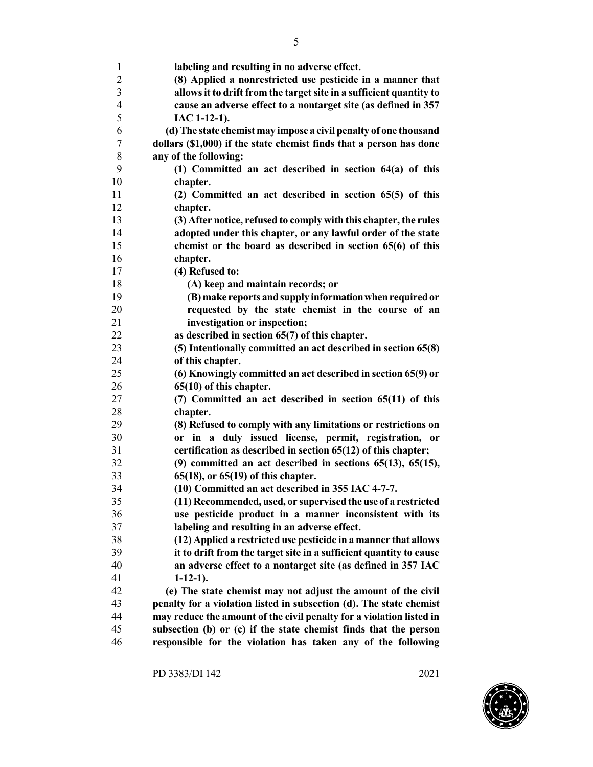**labeling and resulting in no adverse effect.**

**(8) Applied a nonrestricted use pesticide in a manner that allows it to drift from the target site in a sufficient quantity to cause an adverse effect to a nontarget site (as defined in 357 IAC 1-12-1).**

**(d) The state chemist may impose a civil penalty of one thousand dollars ($1,000) if the state chemist finds that a person has done any of the following:**

**(1) Committed an act described in section 64(a) of this chapter.**

**(2) Committed an act described in section 65(5) of this chapter.**

**(3) After notice, refused to comply with this chapter, the rules adopted under this chapter, or any lawful order of the state chemist or the board as described in section 65(6) of this chapter.**

**(4) Refused to:**

**(A) keep and maintain records; or**

**(B) make reports and supply information when required or requested by the state chemist in the course of an investigation or inspection;**

**as described in section 65(7) of this chapter.**

**(5) Intentionally committed an act described in section 65(8) of this chapter.**

**(6) Knowingly committed an act described in section 65(9) or 65(10) of this chapter.**

**(7) Committed an act described in section 65(11) of this chapter.**

**(8) Refused to comply with any limitations or restrictions on or in a duly issued license, permit, registration, or certification as described in section 65(12) of this chapter;**

**(9) committed an act described in sections 65(13), 65(15), 65(18), or 65(19) of this chapter.**

**(10) Committed an act described in 355 IAC 4-7-7.**

**(11) Recommended, used, or supervised the use of a restricted use pesticide product in a manner inconsistent with its labeling and resulting in an adverse effect.**

**(12) Applied a restricted use pesticide in a manner that allows it to drift from the target site in a sufficient quantity to cause an adverse effect to a nontarget site (as defined in 357 IAC 1-12-1).**

**(e) The state chemist may not adjust the amount of the civil penalty for a violation listed in subsection (d). The state chemist may reduce the amount of the civil penalty for a violation listed in subsection (b) or (c) if the state chemist finds that the person responsible for the violation has taken any of the following**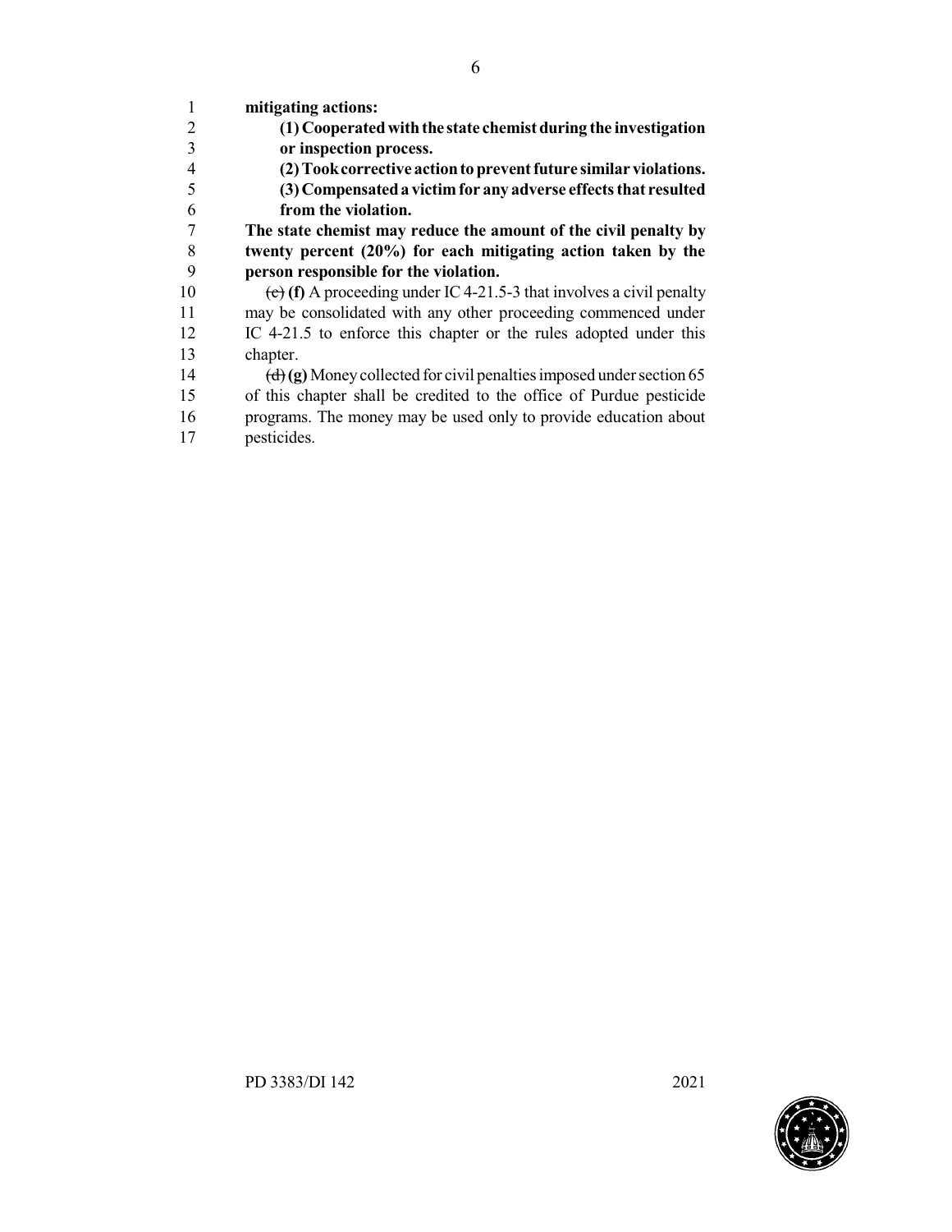**mitigating actions:**

**(1) Cooperated with the state chemist during the investigation or inspection process.**

**(2) Took corrective action to prevent future similar violations.**

**(3) Compensated a victim for any adverse effects that resulted from the violation.**

**The state chemist may reduce the amount of the civil penalty by twenty percent (20%) for each mitigating action taken by the person responsible for the violation.**

~~(c)~~ **(f)** A proceeding under IC 4-21.5-3 that involves a civil penalty may be consolidated with any other proceeding commenced under IC 4-21.5 to enforce this chapter or the rules adopted under this chapter.

~~(d)~~ **(g)** Money collected for civil penalties imposed under section 65 of this chapter shall be credited to the office of Purdue pesticide programs. The money may be used only to provide education about pesticides.